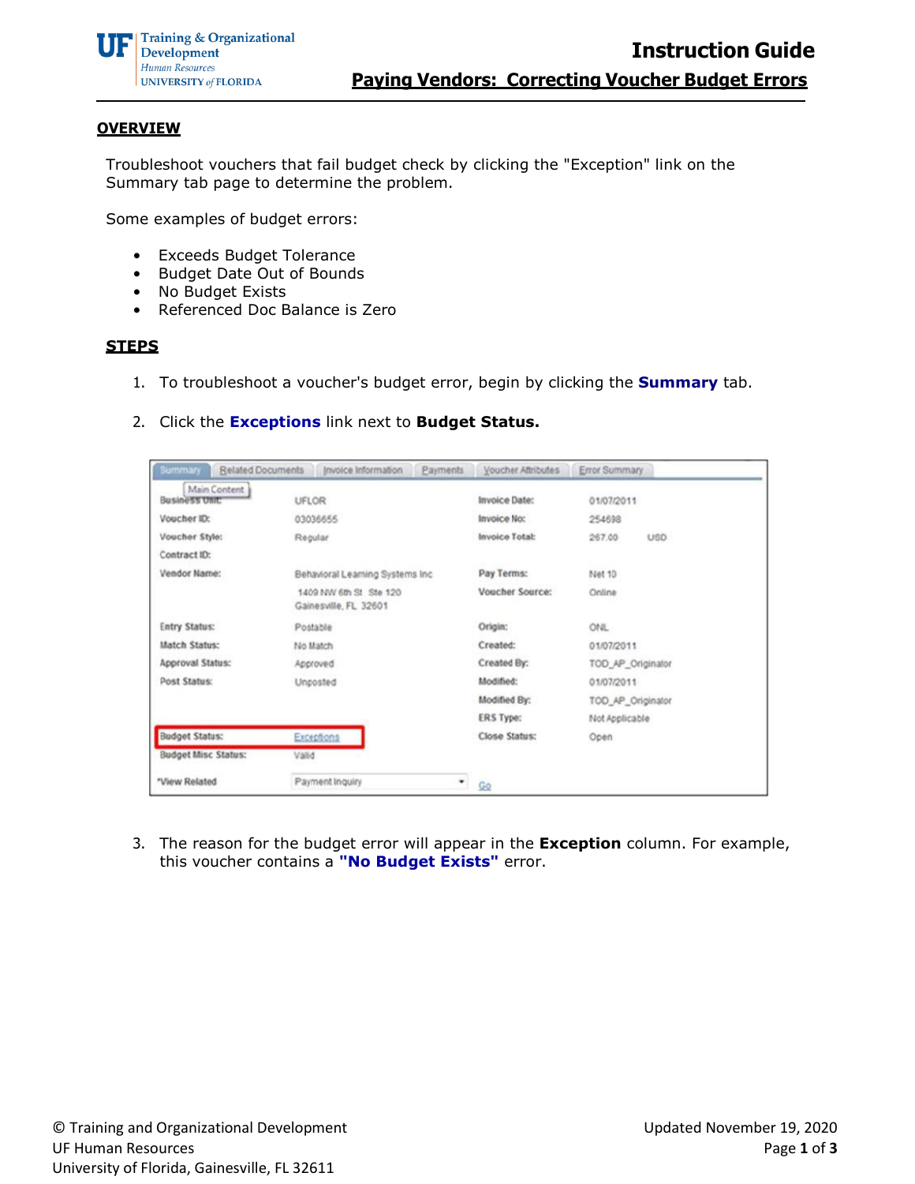# Instruction Guide

## Paying Vendors: Correcting Voucher Budget Errors

### OVERVIEW

Troubleshoot vouchers that fail budget check by clicking the "Exception" link on the Summary tab page to determine the problem.

Some examples of budget errors:

- Exceeds Budget Tolerance
- Budget Date Out of Bounds
- No Budget Exists
- Referenced Doc Balance is Zero

### STEPS

1. To troubleshoot a voucher's budget error, begin by clicking the **Summary** tab.

2. Click the **Exceptions** link next to **Budget Status.**

3. The reason for the budget error will appear in the **Exception** column. For example, this voucher contains a **"No Budget Exists"** error.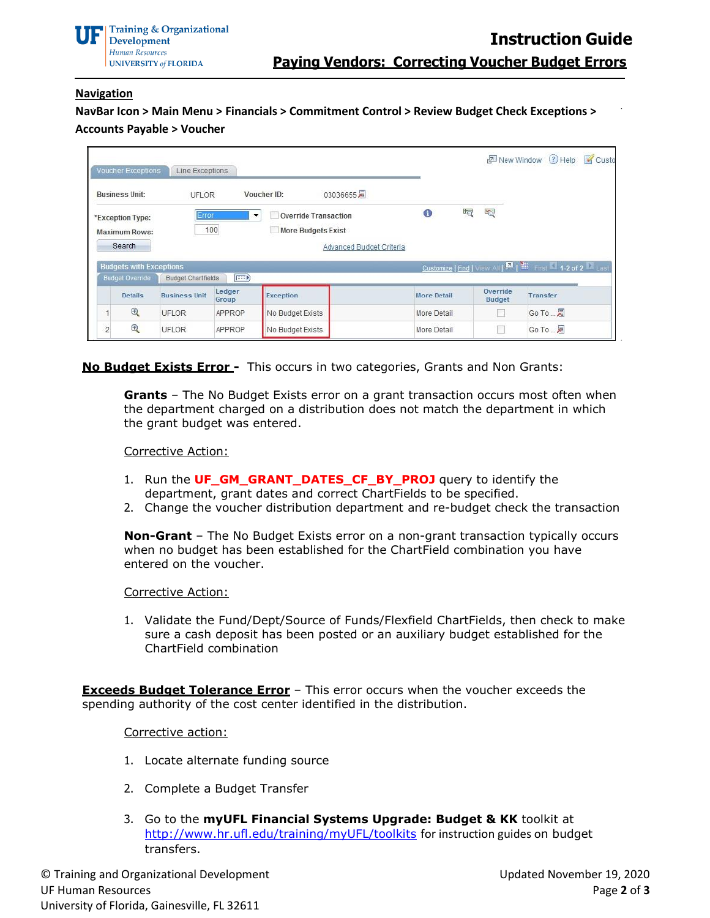## Navigation

**NavBar Icon > Main Menu > Financials > Commitment Control > Review Budget Check Exceptions > Accounts Payable > Voucher**

Voucher Exceptions | Line Exceptions

Business Unit: UFLOR    Voucher ID: 03036655

*Exception Type: Error    Override Transaction    More Budgets Exist

Maximum Rows: 100

Search    Advanced Budget Criteria

Budgets with Exceptions

Budget Override | Budget Chartfields

| | Details | Business Unit | Ledger Group | Exception | More Detail | Override Budget | Transfer |
|---|---|---|---|---|---|---|---|
| 1 | | UFLOR | APPROP | No Budget Exists | More Detail | | Go To ... |
| 2 | | UFLOR | APPROP | No Budget Exists | More Detail | | Go To ... |

**No Budget Exists Error -** This occurs in two categories, Grants and Non Grants:

**Grants** – The No Budget Exists error on a grant transaction occurs most often when the department charged on a distribution does not match the department in which the grant budget was entered.

Corrective Action:

1. Run the **UF_GM_GRANT_DATES_CF_BY_PROJ** query to identify the department, grant dates and correct ChartFields to be specified.
2. Change the voucher distribution department and re-budget check the transaction

**Non-Grant** – The No Budget Exists error on a non-grant transaction typically occurs when no budget has been established for the ChartField combination you have entered on the voucher.

Corrective Action:

1. Validate the Fund/Dept/Source of Funds/Flexfield ChartFields, then check to make sure a cash deposit has been posted or an auxiliary budget established for the ChartField combination

**Exceeds Budget Tolerance Error** – This error occurs when the voucher exceeds the spending authority of the cost center identified in the distribution.

Corrective action:

1. Locate alternate funding source
2. Complete a Budget Transfer
3. Go to the **myUFL Financial Systems Upgrade: Budget & KK** toolkit at http://www.hr.ufl.edu/training/myUFL/toolkits for instruction guides on budget transfers.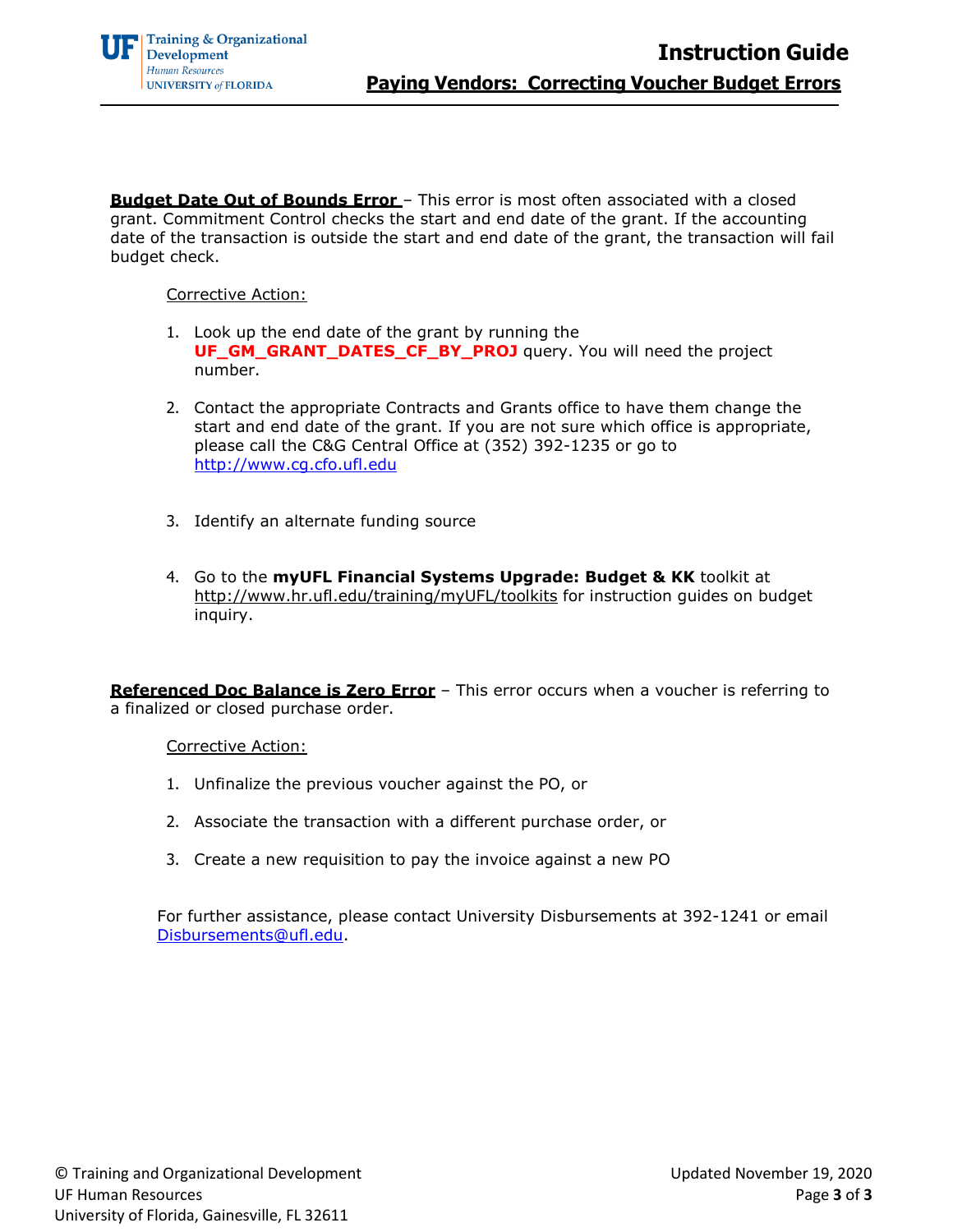**Budget Date Out of Bounds Error** – This error is most often associated with a closed grant. Commitment Control checks the start and end date of the grant. If the accounting date of the transaction is outside the start and end date of the grant, the transaction will fail budget check.

Corrective Action:

1. Look up the end date of the grant by running the **UF_GM_GRANT_DATES_CF_BY_PROJ** query. You will need the project number.
2. Contact the appropriate Contracts and Grants office to have them change the start and end date of the grant. If you are not sure which office is appropriate, please call the C&G Central Office at (352) 392-1235 or go to http://www.cg.cfo.ufl.edu
3. Identify an alternate funding source
4. Go to the **myUFL Financial Systems Upgrade: Budget & KK** toolkit at http://www.hr.ufl.edu/training/myUFL/toolkits for instruction guides on budget inquiry.

**Referenced Doc Balance is Zero Error** – This error occurs when a voucher is referring to a finalized or closed purchase order.

Corrective Action:

1. Unfinalize the previous voucher against the PO, or
2. Associate the transaction with a different purchase order, or
3. Create a new requisition to pay the invoice against a new PO

For further assistance, please contact University Disbursements at 392-1241 or email Disbursements@ufl.edu.